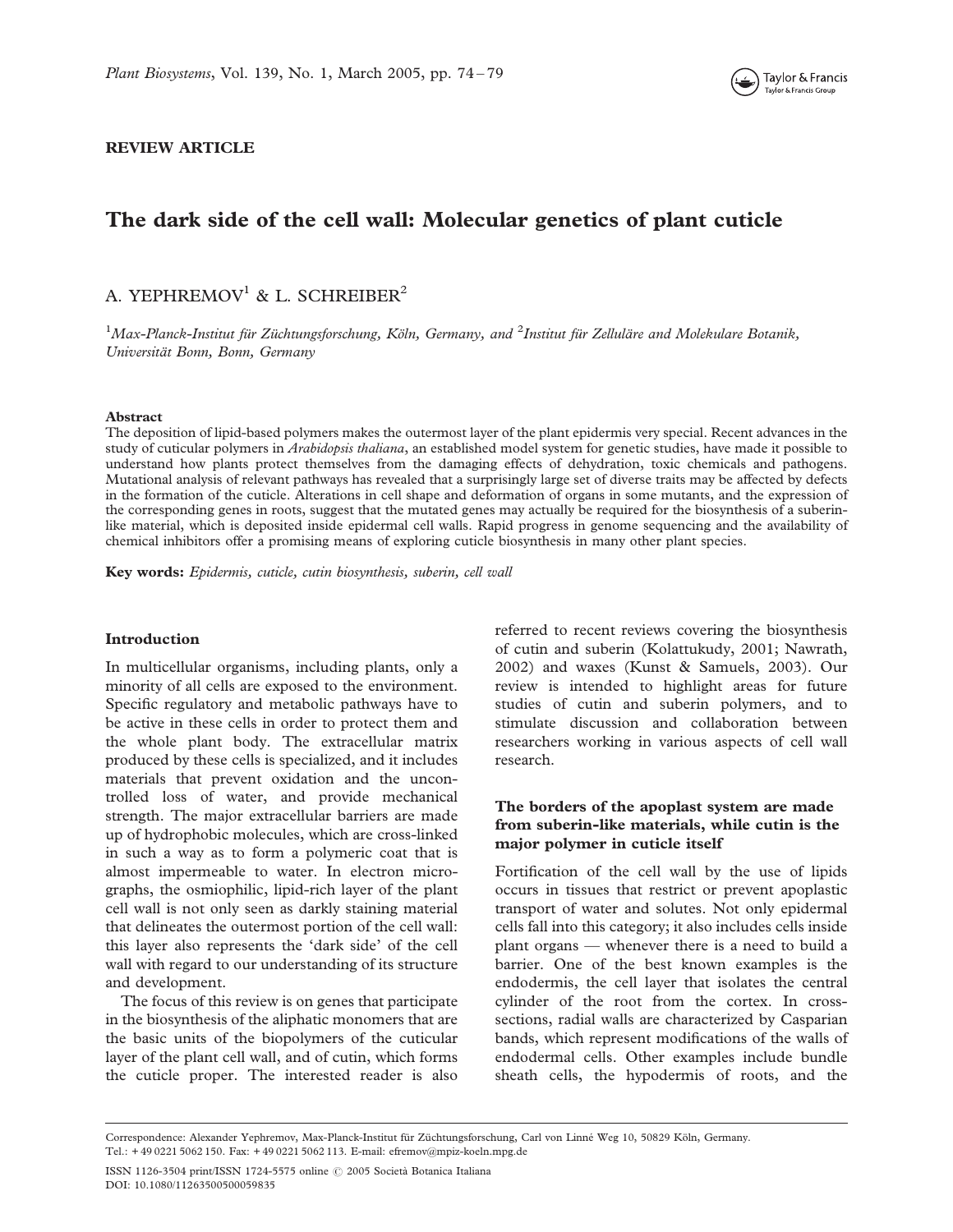REVIEW ARTICLE

# The dark side of the cell wall: Molecular genetics of plant cuticle

A. YEPHREMOV[1] & L. SCHREIBER[2]

[1]*Max-Planck-Institut für Züchtungsforschung, Köln, Germany, and* [2]*Institut für Zelluläre and Molekulare Botanik, Universität Bonn, Bonn, Germany*

**Abstract**

The deposition of lipid-based polymers makes the outermost layer of the plant epidermis very special. Recent advances in the study of cuticular polymers in *Arabidopsis thaliana*, an established model system for genetic studies, have made it possible to understand how plants protect themselves from the damaging effects of dehydration, toxic chemicals and pathogens. Mutational analysis of relevant pathways has revealed that a surprisingly large set of diverse traits may be affected by defects in the formation of the cuticle. Alterations in cell shape and deformation of organs in some mutants, and the expression of the corresponding genes in roots, suggest that the mutated genes may actually be required for the biosynthesis of a suberin-like material, which is deposited inside epidermal cell walls. Rapid progress in genome sequencing and the availability of chemical inhibitors offer a promising means of exploring cuticle biosynthesis in many other plant species.

**Key words:** *Epidermis, cuticle, cutin biosynthesis, suberin, cell wall*

## Introduction

In multicellular organisms, including plants, only a minority of all cells are exposed to the environment. Specific regulatory and metabolic pathways have to be active in these cells in order to protect them and the whole plant body. The extracellular matrix produced by these cells is specialized, and it includes materials that prevent oxidation and the uncontrolled loss of water, and provide mechanical strength. The major extracellular barriers are made up of hydrophobic molecules, which are cross-linked in such a way as to form a polymeric coat that is almost impermeable to water. In electron micrographs, the osmiophilic, lipid-rich layer of the plant cell wall is not only seen as darkly staining material that delineates the outermost portion of the cell wall: this layer also represents the 'dark side' of the cell wall with regard to our understanding of its structure and development.

The focus of this review is on genes that participate in the biosynthesis of the aliphatic monomers that are the basic units of the biopolymers of the cuticular layer of the plant cell wall, and of cutin, which forms the cuticle proper. The interested reader is also referred to recent reviews covering the biosynthesis of cutin and suberin (Kolattukudy, 2001; Nawrath, 2002) and waxes (Kunst & Samuels, 2003). Our review is intended to highlight areas for future studies of cutin and suberin polymers, and to stimulate discussion and collaboration between researchers working in various aspects of cell wall research.

## The borders of the apoplast system are made from suberin-like materials, while cutin is the major polymer in cuticle itself

Fortification of the cell wall by the use of lipids occurs in tissues that restrict or prevent apoplastic transport of water and solutes. Not only epidermal cells fall into this category; it also includes cells inside plant organs — whenever there is a need to build a barrier. One of the best known examples is the endodermis, the cell layer that isolates the central cylinder of the root from the cortex. In cross-sections, radial walls are characterized by Casparian bands, which represent modifications of the walls of endodermal cells. Other examples include bundle sheath cells, the hypodermis of roots, and the

Correspondence: Alexander Yephremov, Max-Planck-Institut für Züchtungsforschung, Carl von Linné Weg 10, 50829 Köln, Germany. Tel.: + 49 0221 5062 150. Fax: + 49 0221 5062 113. E-mail: efremov@mpiz-koeln.mpg.de

ISSN 1126-3504 print/ISSN 1724-5575 online © 2005 Società Botanica Italiana
DOI: 10.1080/11263500500059835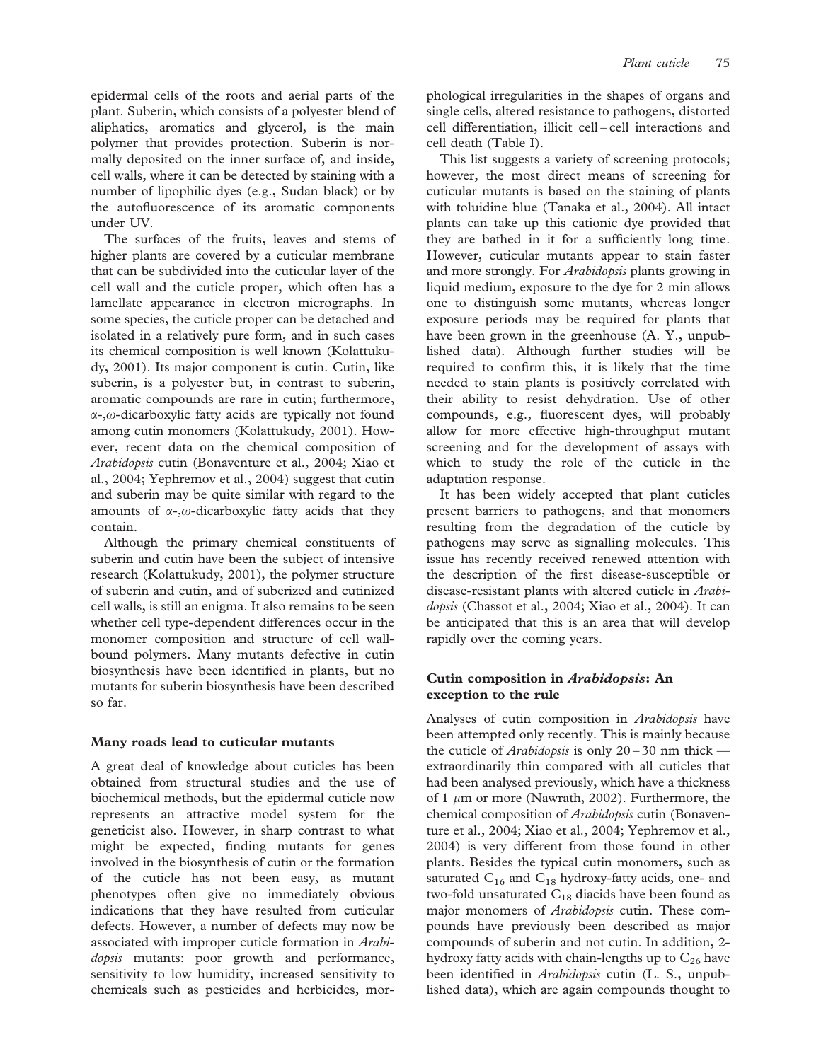epidermal cells of the roots and aerial parts of the plant. Suberin, which consists of a polyester blend of aliphatics, aromatics and glycerol, is the main polymer that provides protection. Suberin is normally deposited on the inner surface of, and inside, cell walls, where it can be detected by staining with a number of lipophilic dyes (e.g., Sudan black) or by the autofluorescence of its aromatic components under UV.

The surfaces of the fruits, leaves and stems of higher plants are covered by a cuticular membrane that can be subdivided into the cuticular layer of the cell wall and the cuticle proper, which often has a lamellate appearance in electron micrographs. In some species, the cuticle proper can be detached and isolated in a relatively pure form, and in such cases its chemical composition is well known (Kolattukudy, 2001). Its major component is cutin. Cutin, like suberin, is a polyester but, in contrast to suberin, aromatic compounds are rare in cutin; furthermore, $\alpha$-,$\omega$-dicarboxylic fatty acids are typically not found among cutin monomers (Kolattukudy, 2001). However, recent data on the chemical composition of *Arabidopsis* cutin (Bonaventure et al., 2004; Xiao et al., 2004; Yephremov et al., 2004) suggest that cutin and suberin may be quite similar with regard to the amounts of $\alpha$-,$\omega$-dicarboxylic fatty acids that they contain.

Although the primary chemical constituents of suberin and cutin have been the subject of intensive research (Kolattukudy, 2001), the polymer structure of suberin and cutin, and of suberized and cutinized cell walls, is still an enigma. It also remains to be seen whether cell type-dependent differences occur in the monomer composition and structure of cell wall-bound polymers. Many mutants defective in cutin biosynthesis have been identified in plants, but no mutants for suberin biosynthesis have been described so far.

## Many roads lead to cuticular mutants

A great deal of knowledge about cuticles has been obtained from structural studies and the use of biochemical methods, but the epidermal cuticle now represents an attractive model system for the geneticist also. However, in sharp contrast to what might be expected, finding mutants for genes involved in the biosynthesis of cutin or the formation of the cuticle has not been easy, as mutant phenotypes often give no immediately obvious indications that they have resulted from cuticular defects. However, a number of defects may now be associated with improper cuticle formation in *Arabidopsis* mutants: poor growth and performance, sensitivity to low humidity, increased sensitivity to chemicals such as pesticides and herbicides, morphological irregularities in the shapes of organs and single cells, altered resistance to pathogens, distorted cell differentiation, illicit cell – cell interactions and cell death (Table I).

This list suggests a variety of screening protocols; however, the most direct means of screening for cuticular mutants is based on the staining of plants with toluidine blue (Tanaka et al., 2004). All intact plants can take up this cationic dye provided that they are bathed in it for a sufficiently long time. However, cuticular mutants appear to stain faster and more strongly. For *Arabidopsis* plants growing in liquid medium, exposure to the dye for 2 min allows one to distinguish some mutants, whereas longer exposure periods may be required for plants that have been grown in the greenhouse (A. Y., unpublished data). Although further studies will be required to confirm this, it is likely that the time needed to stain plants is positively correlated with their ability to resist dehydration. Use of other compounds, e.g., fluorescent dyes, will probably allow for more effective high-throughput mutant screening and for the development of assays with which to study the role of the cuticle in the adaptation response.

It has been widely accepted that plant cuticles present barriers to pathogens, and that monomers resulting from the degradation of the cuticle by pathogens may serve as signalling molecules. This issue has recently received renewed attention with the description of the first disease-susceptible or disease-resistant plants with altered cuticle in *Arabidopsis* (Chassot et al., 2004; Xiao et al., 2004). It can be anticipated that this is an area that will develop rapidly over the coming years.

## Cutin composition in *Arabidopsis*: An exception to the rule

Analyses of cutin composition in *Arabidopsis* have been attempted only recently. This is mainly because the cuticle of *Arabidopsis* is only 20 – 30 nm thick — extraordinarily thin compared with all cuticles that had been analysed previously, which have a thickness of 1 $\mu$m or more (Nawrath, 2002). Furthermore, the chemical composition of *Arabidopsis* cutin (Bonaventure et al., 2004; Xiao et al., 2004; Yephremov et al., 2004) is very different from those found in other plants. Besides the typical cutin monomers, such as saturated $C_{16}$ and $C_{18}$ hydroxy-fatty acids, one- and two-fold unsaturated $C_{18}$ diacids have been found as major monomers of *Arabidopsis* cutin. These compounds have previously been described as major compounds of suberin and not cutin. In addition, 2-hydroxy fatty acids with chain-lengths up to $C_{26}$ have been identified in *Arabidopsis* cutin (L. S., unpublished data), which are again compounds thought to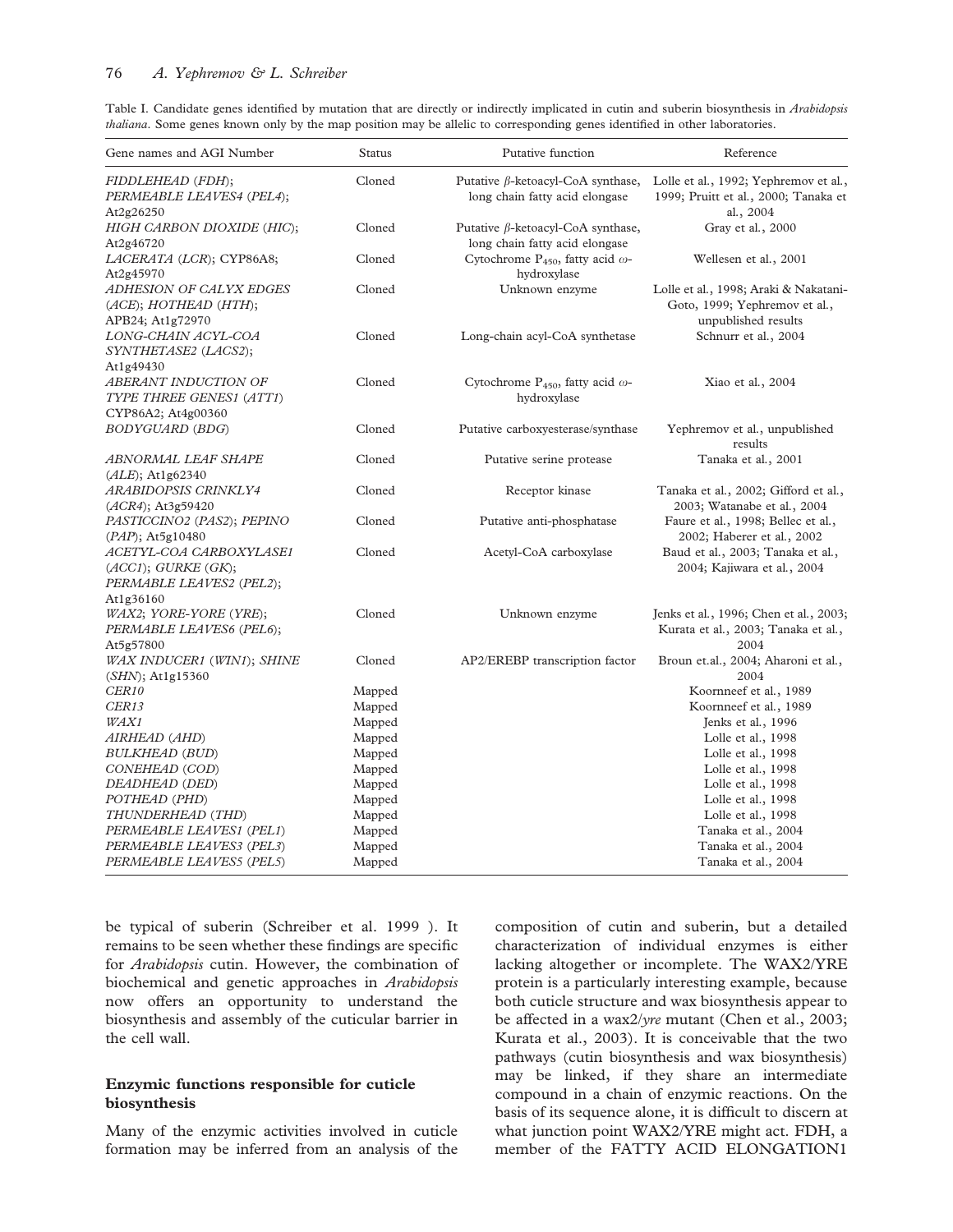Table I. Candidate genes identified by mutation that are directly or indirectly implicated in cutin and suberin biosynthesis in *Arabidopsis thaliana*. Some genes known only by the map position may be allelic to corresponding genes identified in other laboratories.

| Gene names and AGI Number | Status | Putative function | Reference |
|---|---|---|---|
| *FIDDLEHEAD* (*FDH*); *PERMEABLE LEAVES4* (*PEL4*); At2g26250 | Cloned | Putative $\beta$-ketoacyl-CoA synthase, long chain fatty acid elongase | Lolle et al., 1992; Yephremov et al., 1999; Pruitt et al., 2000; Tanaka et al., 2004 |
| *HIGH CARBON DIOXIDE* (*HIC*); At2g46720 | Cloned | Putative $\beta$-ketoacyl-CoA synthase, long chain fatty acid elongase | Gray et al., 2000 |
| *LACERATA* (*LCR*); CYP86A8; At2g45970 | Cloned | Cytochrome $P_{450}$, fatty acid $\omega$-hydroxylase | Wellesen et al., 2001 |
| *ADHESION OF CALYX EDGES* (*ACE*); *HOTHEAD* (*HTH*); APB24; At1g72970 | Cloned | Unknown enzyme | Lolle et al., 1998; Araki & Nakatani-Goto, 1999; Yephremov et al., unpublished results |
| *LONG-CHAIN ACYL-COA SYNTHETASE2* (*LACS2*); At1g49430 | Cloned | Long-chain acyl-CoA synthetase | Schnurr et al., 2004 |
| *ABERANT INDUCTION OF TYPE THREE GENES1* (*ATT1*) CYP86A2; At4g00360 | Cloned | Cytochrome $P_{450}$, fatty acid $\omega$-hydroxylase | Xiao et al., 2004 |
| *BODYGUARD* (*BDG*) | Cloned | Putative carboxyesterase/synthase | Yephremov et al., unpublished results |
| *ABNORMAL LEAF SHAPE* (*ALE*); At1g62340 | Cloned | Putative serine protease | Tanaka et al., 2001 |
| *ARABIDOPSIS CRINKLY4* (*ACR4*); At3g59420 | Cloned | Receptor kinase | Tanaka et al., 2002; Gifford et al., 2003; Watanabe et al., 2004 |
| *PASTICCINO2* (*PAS2*); *PEPINO* (*PAP*); At5g10480 | Cloned | Putative anti-phosphatase | Faure et al., 1998; Bellec et al., 2002; Haberer et al., 2002 |
| *ACETYL-COA CARBOXYLASE1* (*ACC1*); *GURKE* (*GK*); *PERMABLE LEAVES2* (*PEL2*); At1g36160 | Cloned | Acetyl-CoA carboxylase | Baud et al., 2003; Tanaka et al., 2004; Kajiwara et al., 2004 |
| *WAX2*; *YORE-YORE* (*YRE*); *PERMABLE LEAVES6* (*PEL6*); At5g57800 | Cloned | Unknown enzyme | Jenks et al., 1996; Chen et al., 2003; Kurata et al., 2003; Tanaka et al., 2004 |
| *WAX INDUCER1* (*WIN1*); *SHINE* (*SHN*); At1g15360 | Cloned | AP2/EREBP transcription factor | Broun et.al., 2004; Aharoni et al., 2004 |
| *CER10* | Mapped | | Koornneef et al., 1989 |
| *CER13* | Mapped | | Koornneef et al., 1989 |
| *WAX1* | Mapped | | Jenks et al., 1996 |
| *AIRHEAD* (*AHD*) | Mapped | | Lolle et al., 1998 |
| *BULKHEAD* (*BUD*) | Mapped | | Lolle et al., 1998 |
| *CONEHEAD* (*COD*) | Mapped | | Lolle et al., 1998 |
| *DEADHEAD* (*DED*) | Mapped | | Lolle et al., 1998 |
| *POTHEAD* (*PHD*) | Mapped | | Lolle et al., 1998 |
| *THUNDERHEAD* (*THD*) | Mapped | | Lolle et al., 1998 |
| *PERMEABLE LEAVES1* (*PEL1*) | Mapped | | Tanaka et al., 2004 |
| *PERMEABLE LEAVES3* (*PEL3*) | Mapped | | Tanaka et al., 2004 |
| *PERMEABLE LEAVES5* (*PEL5*) | Mapped | | Tanaka et al., 2004 |

be typical of suberin (Schreiber et al. 1999 ). It remains to be seen whether these findings are specific for *Arabidopsis* cutin. However, the combination of biochemical and genetic approaches in *Arabidopsis* now offers an opportunity to understand the biosynthesis and assembly of the cuticular barrier in the cell wall.

## Enzymic functions responsible for cuticle biosynthesis

Many of the enzymic activities involved in cuticle formation may be inferred from an analysis of the composition of cutin and suberin, but a detailed characterization of individual enzymes is either lacking altogether or incomplete. The WAX2/YRE protein is a particularly interesting example, because both cuticle structure and wax biosynthesis appear to be affected in a wax2/*yre* mutant (Chen et al., 2003; Kurata et al., 2003). It is conceivable that the two pathways (cutin biosynthesis and wax biosynthesis) may be linked, if they share an intermediate compound in a chain of enzymic reactions. On the basis of its sequence alone, it is difficult to discern at what junction point WAX2/YRE might act. FDH, a member of the FATTY ACID ELONGATION1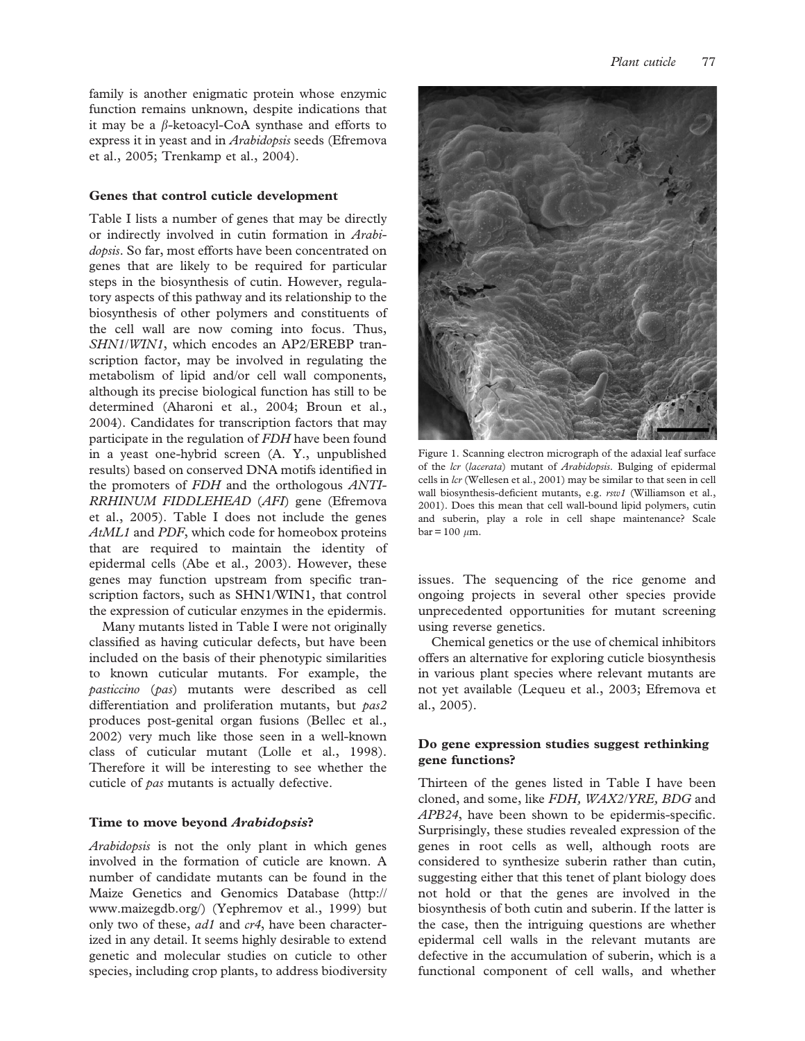family is another enigmatic protein whose enzymic function remains unknown, despite indications that it may be a $\beta$-ketoacyl-CoA synthase and efforts to express it in yeast and in *Arabidopsis* seeds (Efremova et al., 2005; Trenkamp et al., 2004).

### Genes that control cuticle development

Table I lists a number of genes that may be directly or indirectly involved in cutin formation in *Arabidopsis*. So far, most efforts have been concentrated on genes that are likely to be required for particular steps in the biosynthesis of cutin. However, regulatory aspects of this pathway and its relationship to the biosynthesis of other polymers and constituents of the cell wall are now coming into focus. Thus, *SHN1*/*WIN1*, which encodes an AP2/EREBP transcription factor, may be involved in regulating the metabolism of lipid and/or cell wall components, although its precise biological function has still to be determined (Aharoni et al., 2004; Broun et al., 2004). Candidates for transcription factors that may participate in the regulation of *FDH* have been found in a yeast one-hybrid screen (A. Y., unpublished results) based on conserved DNA motifs identified in the promoters of *FDH* and the orthologous *ANTIRRHINUM FIDDLEHEAD* (*AFI*) gene (Efremova et al., 2005). Table I does not include the genes *AtML1* and *PDF*, which code for homeobox proteins that are required to maintain the identity of epidermal cells (Abe et al., 2003). However, these genes may function upstream from specific transcription factors, such as SHN1/WIN1, that control the expression of cuticular enzymes in the epidermis.

Many mutants listed in Table I were not originally classified as having cuticular defects, but have been included on the basis of their phenotypic similarities to known cuticular mutants. For example, the *pasticcino* (*pas*) mutants were described as cell differentiation and proliferation mutants, but *pas2* produces post-genital organ fusions (Bellec et al., 2002) very much like those seen in a well-known class of cuticular mutant (Lolle et al., 1998). Therefore it will be interesting to see whether the cuticle of *pas* mutants is actually defective.

### Time to move beyond *Arabidopsis*?

*Arabidopsis* is not the only plant in which genes involved in the formation of cuticle are known. A number of candidate mutants can be found in the Maize Genetics and Genomics Database (http://www.maizegdb.org/) (Yephremov et al., 1999) but only two of these, *ad1* and *cr4*, have been characterized in any detail. It seems highly desirable to extend genetic and molecular studies on cuticle to other species, including crop plants, to address biodiversity issues. The sequencing of the rice genome and ongoing projects in several other species provide unprecedented opportunities for mutant screening using reverse genetics.

Chemical genetics or the use of chemical inhibitors offers an alternative for exploring cuticle biosynthesis in various plant species where relevant mutants are not yet available (Lequeu et al., 2003; Efremova et al., 2005).

Figure 1. Scanning electron micrograph of the adaxial leaf surface of the *lcr* (*lacerata*) mutant of *Arabidopsis*. Bulging of epidermal cells in *lcr* (Wellesen et al., 2001) may be similar to that seen in cell wall biosynthesis-deficient mutants, e.g. *rsw1* (Williamson et al., 2001). Does this mean that cell wall-bound lipid polymers, cutin and suberin, play a role in cell shape maintenance? Scale bar = 100 $\mu$m.

### Do gene expression studies suggest rethinking gene functions?

Thirteen of the genes listed in Table I have been cloned, and some, like *FDH, WAX2*/*YRE, BDG* and *APB24*, have been shown to be epidermis-specific. Surprisingly, these studies revealed expression of the genes in root cells as well, although roots are considered to synthesize suberin rather than cutin, suggesting either that this tenet of plant biology does not hold or that the genes are involved in the biosynthesis of both cutin and suberin. If the latter is the case, then the intriguing questions are whether epidermal cell walls in the relevant mutants are defective in the accumulation of suberin, which is a functional component of cell walls, and whether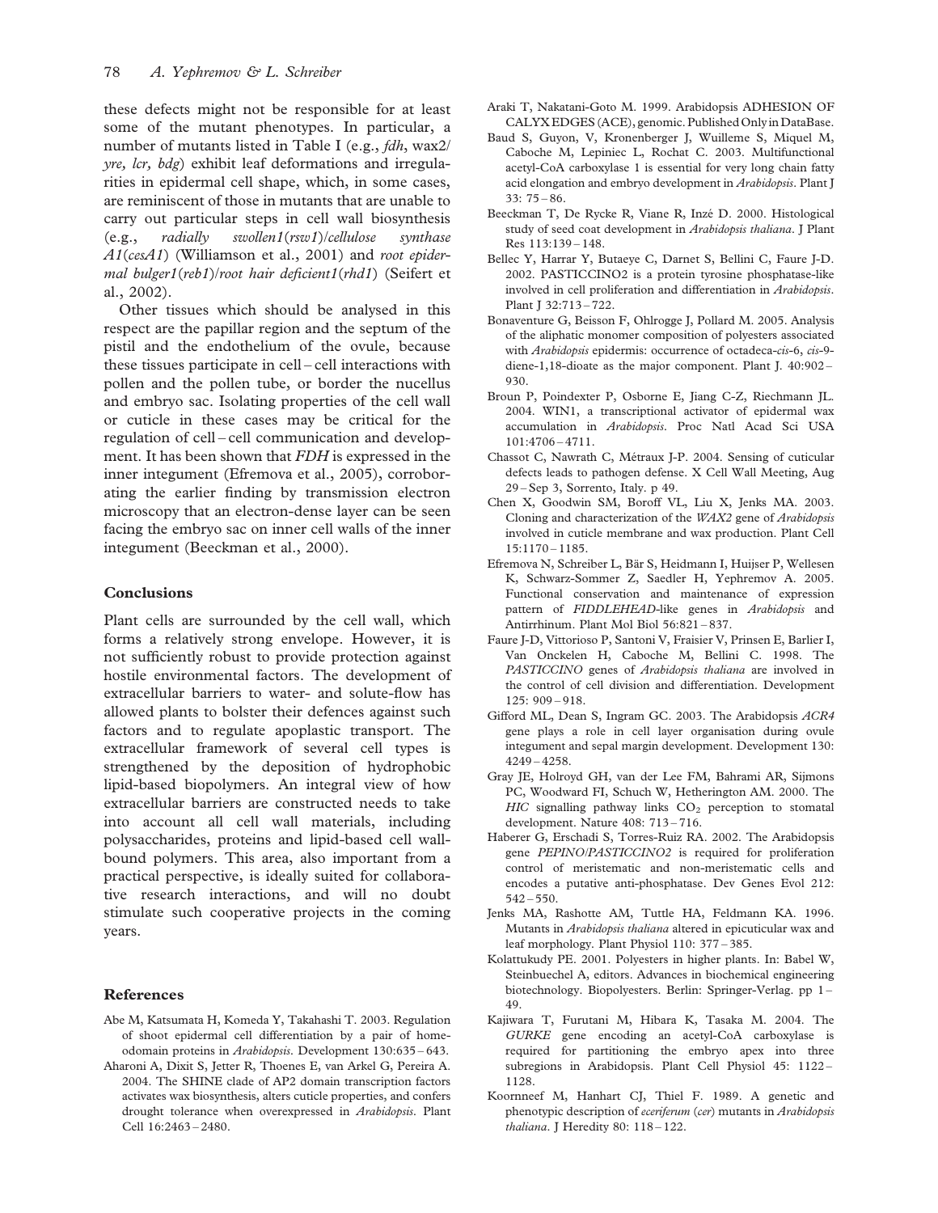these defects might not be responsible for at least some of the mutant phenotypes. In particular, a number of mutants listed in Table I (e.g., *fdh*, wax2/*yre*, *lcr*, *bdg*) exhibit leaf deformations and irregularities in epidermal cell shape, which, in some cases, are reminiscent of those in mutants that are unable to carry out particular steps in cell wall biosynthesis (e.g., *radially swollen1*(*rsw1*)/*cellulose synthase A1*(*cesA1*) (Williamson et al., 2001) and *root epidermal bulger1*(*reb1*)/*root hair deficient1*(*rhd1*) (Seifert et al., 2002).

Other tissues which should be analysed in this respect are the papillar region and the septum of the pistil and the endothelium of the ovule, because these tissues participate in cell – cell interactions with pollen and the pollen tube, or border the nucellus and embryo sac. Isolating properties of the cell wall or cuticle in these cases may be critical for the regulation of cell – cell communication and development. It has been shown that *FDH* is expressed in the inner integument (Efremova et al., 2005), corroborating the earlier finding by transmission electron microscopy that an electron-dense layer can be seen facing the embryo sac on inner cell walls of the inner integument (Beeckman et al., 2000).

## Conclusions

Plant cells are surrounded by the cell wall, which forms a relatively strong envelope. However, it is not sufficiently robust to provide protection against hostile environmental factors. The development of extracellular barriers to water- and solute-flow has allowed plants to bolster their defences against such factors and to regulate apoplastic transport. The extracellular framework of several cell types is strengthened by the deposition of hydrophobic lipid-based biopolymers. An integral view of how extracellular barriers are constructed needs to take into account all cell wall materials, including polysaccharides, proteins and lipid-based cell wall-bound polymers. This area, also important from a practical perspective, is ideally suited for collaborative research interactions, and will no doubt stimulate such cooperative projects in the coming years.

## References

Abe M, Katsumata H, Komeda Y, Takahashi T. 2003. Regulation of shoot epidermal cell differentiation by a pair of homeodomain proteins in *Arabidopsis*. Development 130:635 – 643.

Aharoni A, Dixit S, Jetter R, Thoenes E, van Arkel G, Pereira A. 2004. The SHINE clade of AP2 domain transcription factors activates wax biosynthesis, alters cuticle properties, and confers drought tolerance when overexpressed in *Arabidopsis*. Plant Cell 16:2463 – 2480.

Araki T, Nakatani-Goto M. 1999. Arabidopsis ADHESION OF CALYX EDGES (ACE), genomic. Published Only in DataBase.

Baud S, Guyon, V, Kronenberger J, Wuilleme S, Miquel M, Caboche M, Lepiniec L, Rochat C. 2003. Multifunctional acetyl-CoA carboxylase 1 is essential for very long chain fatty acid elongation and embryo development in *Arabidopsis*. Plant J 33: 75 – 86.

Beeckman T, De Rycke R, Viane R, Inzé D. 2000. Histological study of seed coat development in *Arabidopsis thaliana*. J Plant Res 113:139 – 148.

Bellec Y, Harrar Y, Butaeye C, Darnet S, Bellini C, Faure J-D. 2002. PASTICCINO2 is a protein tyrosine phosphatase-like involved in cell proliferation and differentiation in *Arabidopsis*. Plant J 32:713 – 722.

Bonaventure G, Beisson F, Ohlrogge J, Pollard M. 2005. Analysis of the aliphatic monomer composition of polyesters associated with *Arabidopsis* epidermis: occurrence of octadeca-*cis*-6, *cis*-9-diene-1,18-dioate as the major component. Plant J. 40:902 – 930.

Broun P, Poindexter P, Osborne E, Jiang C-Z, Riechmann JL. 2004. WIN1, a transcriptional activator of epidermal wax accumulation in *Arabidopsis*. Proc Natl Acad Sci USA 101:4706 – 4711.

Chassot C, Nawrath C, Métraux J-P. 2004. Sensing of cuticular defects leads to pathogen defense. X Cell Wall Meeting, Aug 29 – Sep 3, Sorrento, Italy. p 49.

Chen X, Goodwin SM, Boroff VL, Liu X, Jenks MA. 2003. Cloning and characterization of the *WAX2* gene of *Arabidopsis* involved in cuticle membrane and wax production. Plant Cell 15:1170 – 1185.

Efremova N, Schreiber L, Bär S, Heidmann I, Huijser P, Wellesen K, Schwarz-Sommer Z, Saedler H, Yephremov A. 2005. Functional conservation and maintenance of expression pattern of *FIDDLEHEAD*-like genes in *Arabidopsis* and Antirrhinum. Plant Mol Biol 56:821 – 837.

Faure J-D, Vittorioso P, Santoni V, Fraisier V, Prinsen E, Barlier I, Van Onckelen H, Caboche M, Bellini C. 1998. The *PASTICCINO* genes of *Arabidopsis thaliana* are involved in the control of cell division and differentiation. Development 125: 909 – 918.

Gifford ML, Dean S, Ingram GC. 2003. The Arabidopsis *ACR4* gene plays a role in cell layer organisation during ovule integument and sepal margin development. Development 130: 4249 – 4258.

Gray JE, Holroyd GH, van der Lee FM, Bahrami AR, Sijmons PC, Woodward FI, Schuch W, Hetherington AM. 2000. The *HIC* signalling pathway links $CO_2$ perception to stomatal development. Nature 408: 713 – 716.

Haberer G, Erschadi S, Torres-Ruiz RA. 2002. The Arabidopsis gene *PEPINO*/*PASTICCINO2* is required for proliferation control of meristematic and non-meristematic cells and encodes a putative anti-phosphatase. Dev Genes Evol 212: 542 – 550.

Jenks MA, Rashotte AM, Tuttle HA, Feldmann KA. 1996. Mutants in *Arabidopsis thaliana* altered in epicuticular wax and leaf morphology. Plant Physiol 110: 377 – 385.

Kolattukudy PE. 2001. Polyesters in higher plants. In: Babel W, Steinbuechel A, editors. Advances in biochemical engineering biotechnology. Biopolyesters. Berlin: Springer-Verlag. pp 1 – 49.

Kajiwara T, Furutani M, Hibara K, Tasaka M. 2004. The *GURKE* gene encoding an acetyl-CoA carboxylase is required for partitioning the embryo apex into three subregions in Arabidopsis. Plant Cell Physiol 45: 1122 – 1128.

Koornneef M, Hanhart CJ, Thiel F. 1989. A genetic and phenotypic description of *eceriferum* (*cer*) mutants in *Arabidopsis thaliana*. J Heredity 80: 118 – 122.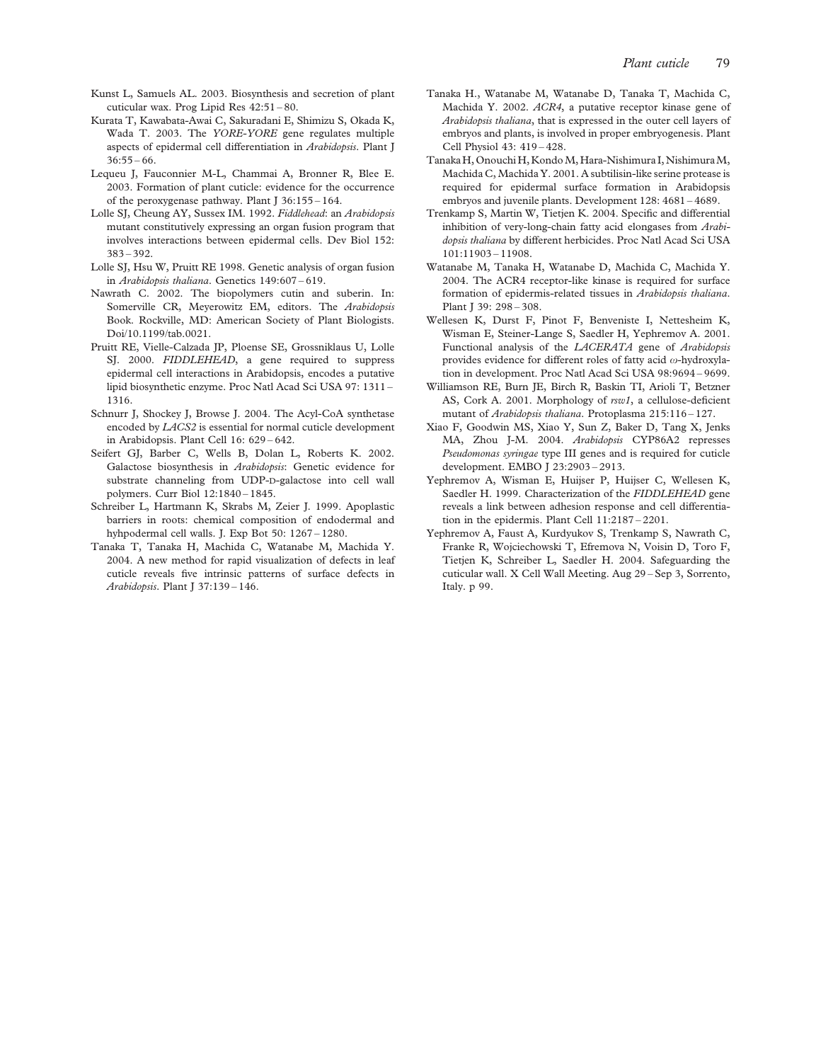Kunst L, Samuels AL. 2003. Biosynthesis and secretion of plant cuticular wax. Prog Lipid Res 42:51 – 80.

Kurata T, Kawabata-Awai C, Sakuradani E, Shimizu S, Okada K, Wada T. 2003. The *YORE-YORE* gene regulates multiple aspects of epidermal cell differentiation in *Arabidopsis*. Plant J 36:55 – 66.

Lequeu J, Fauconnier M-L, Chammai A, Bronner R, Blee E. 2003. Formation of plant cuticle: evidence for the occurrence of the peroxygenase pathway. Plant J 36:155 – 164.

Lolle SJ, Cheung AY, Sussex IM. 1992. *Fiddlehead*: an *Arabidopsis* mutant constitutively expressing an organ fusion program that involves interactions between epidermal cells. Dev Biol 152: 383 – 392.

Lolle SJ, Hsu W, Pruitt RE 1998. Genetic analysis of organ fusion in *Arabidopsis thaliana*. Genetics 149:607 – 619.

Nawrath C. 2002. The biopolymers cutin and suberin. In: Somerville CR, Meyerowitz EM, editors. The *Arabidopsis* Book. Rockville, MD: American Society of Plant Biologists. Doi/10.1199/tab.0021.

Pruitt RE, Vielle-Calzada JP, Ploense SE, Grossniklaus U, Lolle SJ. 2000. *FIDDLEHEAD*, a gene required to suppress epidermal cell interactions in Arabidopsis, encodes a putative lipid biosynthetic enzyme. Proc Natl Acad Sci USA 97: 1311 – 1316.

Schnurr J, Shockey J, Browse J. 2004. The Acyl-CoA synthetase encoded by *LACS2* is essential for normal cuticle development in Arabidopsis. Plant Cell 16: 629 – 642.

Seifert GJ, Barber C, Wells B, Dolan L, Roberts K. 2002. Galactose biosynthesis in *Arabidopsis*: Genetic evidence for substrate channeling from UDP-D-galactose into cell wall polymers. Curr Biol 12:1840 – 1845.

Schreiber L, Hartmann K, Skrabs M, Zeier J. 1999. Apoplastic barriers in roots: chemical composition of endodermal and hyhpodermal cell walls. J. Exp Bot 50: 1267 – 1280.

Tanaka T, Tanaka H, Machida C, Watanabe M, Machida Y. 2004. A new method for rapid visualization of defects in leaf cuticle reveals five intrinsic patterns of surface defects in *Arabidopsis*. Plant J 37:139 – 146.

Tanaka H., Watanabe M, Watanabe D, Tanaka T, Machida C, Machida Y. 2002. *ACR4*, a putative receptor kinase gene of *Arabidopsis thaliana*, that is expressed in the outer cell layers of embryos and plants, is involved in proper embryogenesis. Plant Cell Physiol 43: 419 – 428.

Tanaka H, Onouchi H, Kondo M, Hara-Nishimura I, Nishimura M, Machida C, Machida Y. 2001. A subtilisin-like serine protease is required for epidermal surface formation in Arabidopsis embryos and juvenile plants. Development 128: 4681 – 4689.

Trenkamp S, Martin W, Tietjen K. 2004. Specific and differential inhibition of very-long-chain fatty acid elongases from *Arabidopsis thaliana* by different herbicides. Proc Natl Acad Sci USA 101:11903 – 11908.

Watanabe M, Tanaka H, Watanabe D, Machida C, Machida Y. 2004. The ACR4 receptor-like kinase is required for surface formation of epidermis-related tissues in *Arabidopsis thaliana*. Plant J 39: 298 – 308.

Wellesen K, Durst F, Pinot F, Benveniste I, Nettesheim K, Wisman E, Steiner-Lange S, Saedler H, Yephremov A. 2001. Functional analysis of the *LACERATA* gene of *Arabidopsis* provides evidence for different roles of fatty acid $\omega$-hydroxylation in development. Proc Natl Acad Sci USA 98:9694 – 9699.

Williamson RE, Burn JE, Birch R, Baskin TI, Arioli T, Betzner AS, Cork A. 2001. Morphology of *rsw1*, a cellulose-deficient mutant of *Arabidopsis thaliana*. Protoplasma 215:116 – 127.

Xiao F, Goodwin MS, Xiao Y, Sun Z, Baker D, Tang X, Jenks MA, Zhou J-M. 2004. *Arabidopsis* CYP86A2 represses *Pseudomonas syringae* type III genes and is required for cuticle development. EMBO J 23:2903 – 2913.

Yephremov A, Wisman E, Huijser P, Huijser C, Wellesen K, Saedler H. 1999. Characterization of the *FIDDLEHEAD* gene reveals a link between adhesion response and cell differentiation in the epidermis. Plant Cell 11:2187 – 2201.

Yephremov A, Faust A, Kurdyukov S, Trenkamp S, Nawrath C, Franke R, Wojciechowski T, Efremova N, Voisin D, Toro F, Tietjen K, Schreiber L, Saedler H. 2004. Safeguarding the cuticular wall. X Cell Wall Meeting. Aug 29 – Sep 3, Sorrento, Italy. p 99.